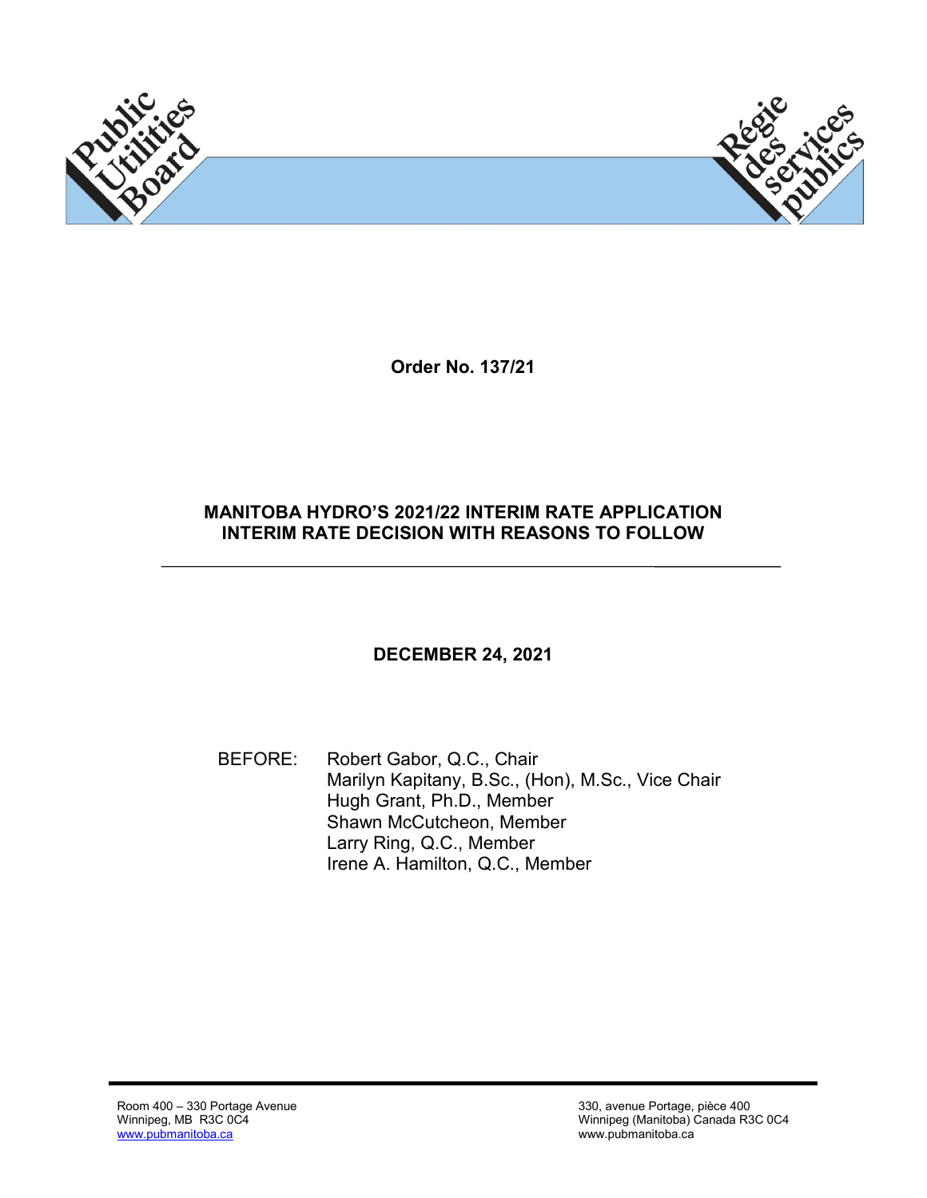Public Utilities Board

Régie des services publics

**Order No. 137/21**

**MANITOBA HYDRO'S 2021/22 INTERIM RATE APPLICATION**
**INTERIM RATE DECISION WITH REASONS TO FOLLOW**

---

**DECEMBER 24, 2021**

BEFORE: Robert Gabor, Q.C., Chair
Marilyn Kapitany, B.Sc., (Hon), M.Sc., Vice Chair
Hugh Grant, Ph.D., Member
Shawn McCutcheon, Member
Larry Ring, Q.C., Member
Irene A. Hamilton, Q.C., Member

---

Room 400 – 330 Portage Avenue
Winnipeg, MB R3C 0C4
www.pubmanitoba.ca

330, avenue Portage, pièce 400
Winnipeg (Manitoba) Canada R3C 0C4
www.pubmanitoba.ca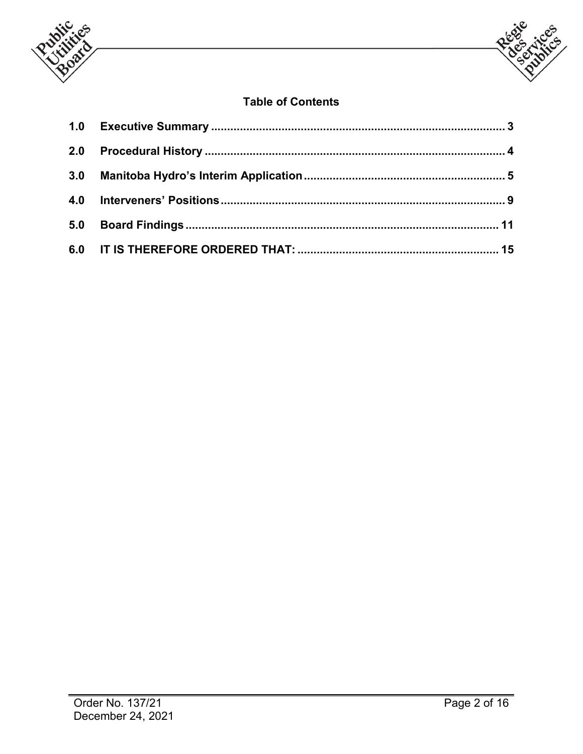## Table of Contents

| | | |
|---|---|---|
| **1.0** | **Executive Summary** | **3** |
| **2.0** | **Procedural History** | **4** |
| **3.0** | **Manitoba Hydro's Interim Application** | **5** |
| **4.0** | **Interveners' Positions** | **9** |
| **5.0** | **Board Findings** | **11** |
| **6.0** | **IT IS THEREFORE ORDERED THAT:** | **15** |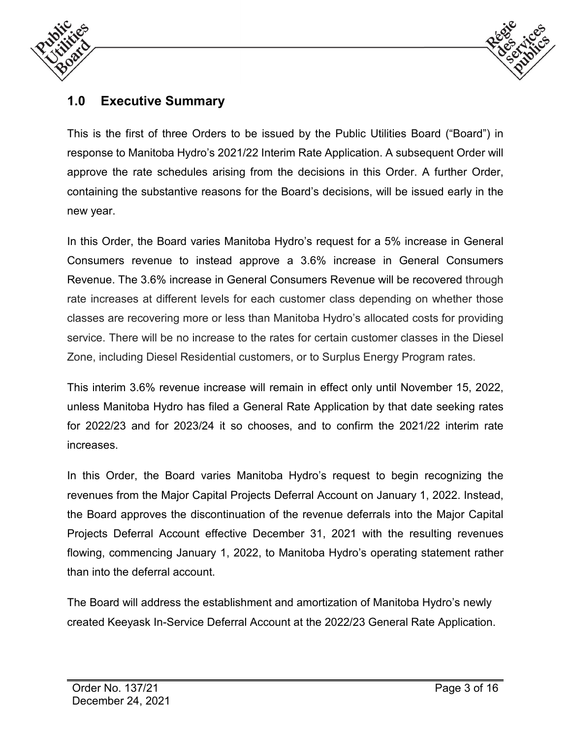## 1.0 Executive Summary

This is the first of three Orders to be issued by the Public Utilities Board ("Board") in response to Manitoba Hydro's 2021/22 Interim Rate Application. A subsequent Order will approve the rate schedules arising from the decisions in this Order. A further Order, containing the substantive reasons for the Board's decisions, will be issued early in the new year.

In this Order, the Board varies Manitoba Hydro's request for a 5% increase in General Consumers revenue to instead approve a 3.6% increase in General Consumers Revenue. The 3.6% increase in General Consumers Revenue will be recovered through rate increases at different levels for each customer class depending on whether those classes are recovering more or less than Manitoba Hydro's allocated costs for providing service. There will be no increase to the rates for certain customer classes in the Diesel Zone, including Diesel Residential customers, or to Surplus Energy Program rates.

This interim 3.6% revenue increase will remain in effect only until November 15, 2022, unless Manitoba Hydro has filed a General Rate Application by that date seeking rates for 2022/23 and for 2023/24 it so chooses, and to confirm the 2021/22 interim rate increases.

In this Order, the Board varies Manitoba Hydro's request to begin recognizing the revenues from the Major Capital Projects Deferral Account on January 1, 2022. Instead, the Board approves the discontinuation of the revenue deferrals into the Major Capital Projects Deferral Account effective December 31, 2021 with the resulting revenues flowing, commencing January 1, 2022, to Manitoba Hydro's operating statement rather than into the deferral account.

The Board will address the establishment and amortization of Manitoba Hydro's newly created Keeyask In-Service Deferral Account at the 2022/23 General Rate Application.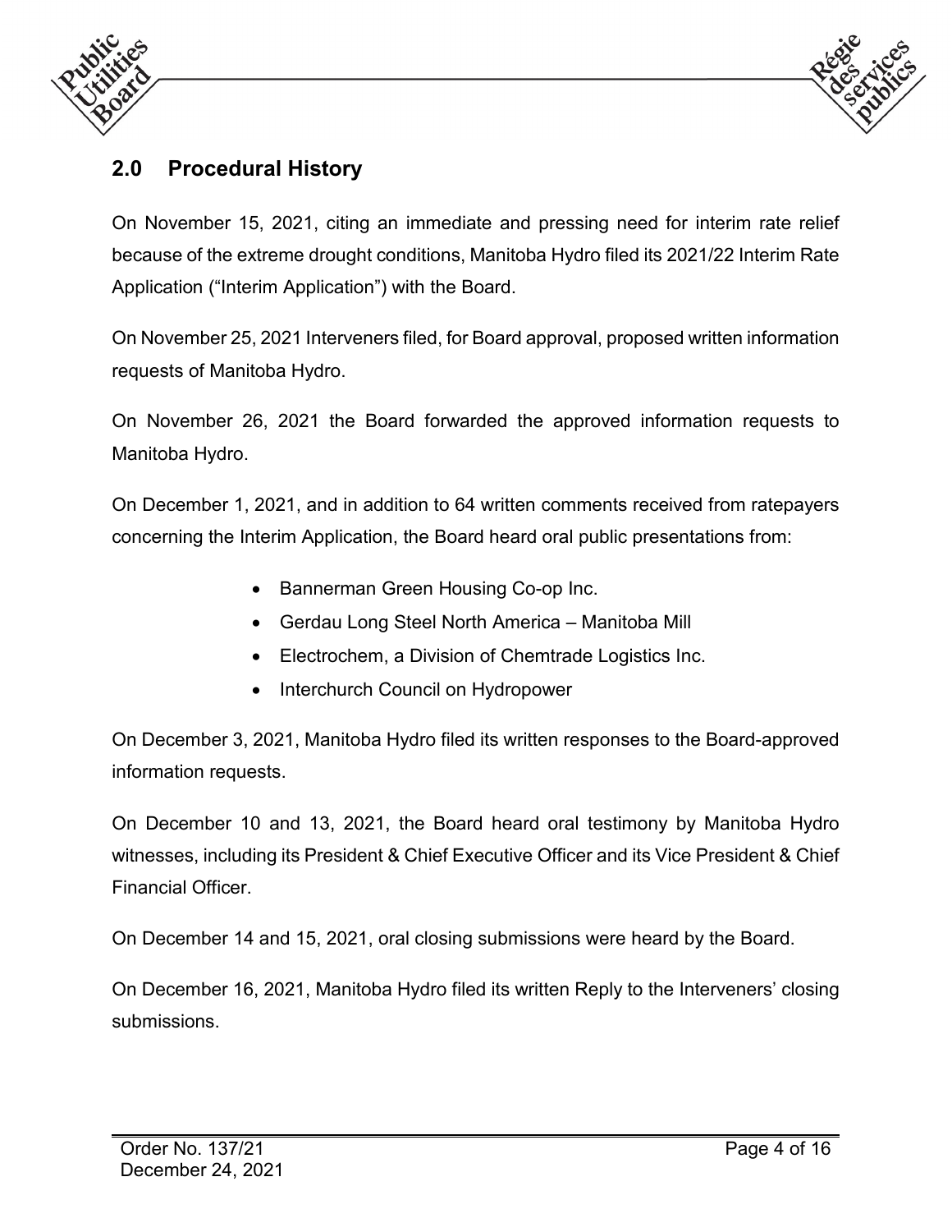## 2.0 Procedural History

On November 15, 2021, citing an immediate and pressing need for interim rate relief because of the extreme drought conditions, Manitoba Hydro filed its 2021/22 Interim Rate Application ("Interim Application") with the Board.

On November 25, 2021 Interveners filed, for Board approval, proposed written information requests of Manitoba Hydro.

On November 26, 2021 the Board forwarded the approved information requests to Manitoba Hydro.

On December 1, 2021, and in addition to 64 written comments received from ratepayers concerning the Interim Application, the Board heard oral public presentations from:

- Bannerman Green Housing Co-op Inc.
- Gerdau Long Steel North America – Manitoba Mill
- Electrochem, a Division of Chemtrade Logistics Inc.
- Interchurch Council on Hydropower

On December 3, 2021, Manitoba Hydro filed its written responses to the Board-approved information requests.

On December 10 and 13, 2021, the Board heard oral testimony by Manitoba Hydro witnesses, including its President & Chief Executive Officer and its Vice President & Chief Financial Officer.

On December 14 and 15, 2021, oral closing submissions were heard by the Board.

On December 16, 2021, Manitoba Hydro filed its written Reply to the Interveners' closing submissions.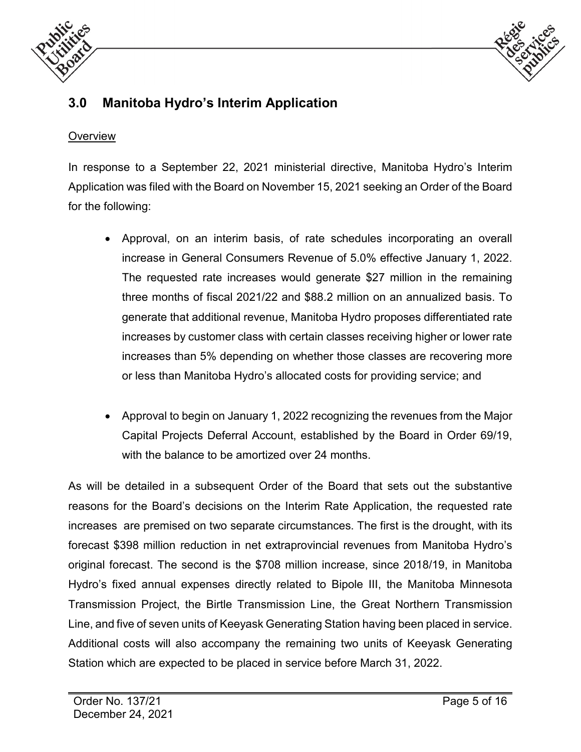## 3.0 Manitoba Hydro's Interim Application

Overview

In response to a September 22, 2021 ministerial directive, Manitoba Hydro's Interim Application was filed with the Board on November 15, 2021 seeking an Order of the Board for the following:

- Approval, on an interim basis, of rate schedules incorporating an overall increase in General Consumers Revenue of 5.0% effective January 1, 2022. The requested rate increases would generate $27 million in the remaining three months of fiscal 2021/22 and $88.2 million on an annualized basis. To generate that additional revenue, Manitoba Hydro proposes differentiated rate increases by customer class with certain classes receiving higher or lower rate increases than 5% depending on whether those classes are recovering more or less than Manitoba Hydro's allocated costs for providing service; and

- Approval to begin on January 1, 2022 recognizing the revenues from the Major Capital Projects Deferral Account, established by the Board in Order 69/19, with the balance to be amortized over 24 months.

As will be detailed in a subsequent Order of the Board that sets out the substantive reasons for the Board's decisions on the Interim Rate Application, the requested rate increases are premised on two separate circumstances. The first is the drought, with its forecast $398 million reduction in net extraprovincial revenues from Manitoba Hydro's original forecast. The second is the $708 million increase, since 2018/19, in Manitoba Hydro's fixed annual expenses directly related to Bipole III, the Manitoba Minnesota Transmission Project, the Birtle Transmission Line, the Great Northern Transmission Line, and five of seven units of Keeyask Generating Station having been placed in service. Additional costs will also accompany the remaining two units of Keeyask Generating Station which are expected to be placed in service before March 31, 2022.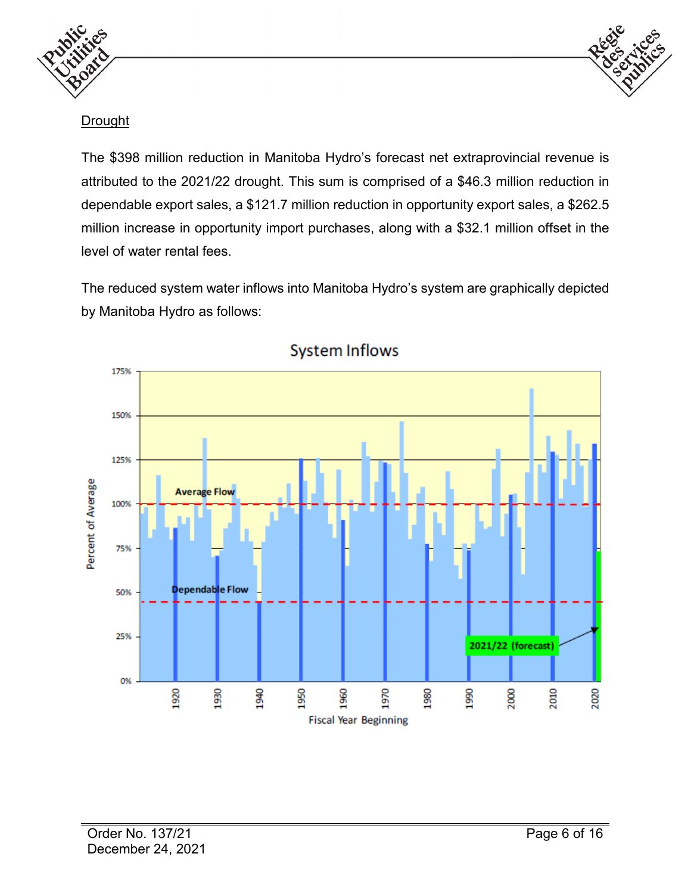Drought

The $398 million reduction in Manitoba Hydro's forecast net extraprovincial revenue is attributed to the 2021/22 drought. This sum is comprised of a $46.3 million reduction in dependable export sales, a $121.7 million reduction in opportunity export sales, a $262.5 million increase in opportunity import purchases, along with a $32.1 million offset in the level of water rental fees.

The reduced system water inflows into Manitoba Hydro's system are graphically depicted by Manitoba Hydro as follows: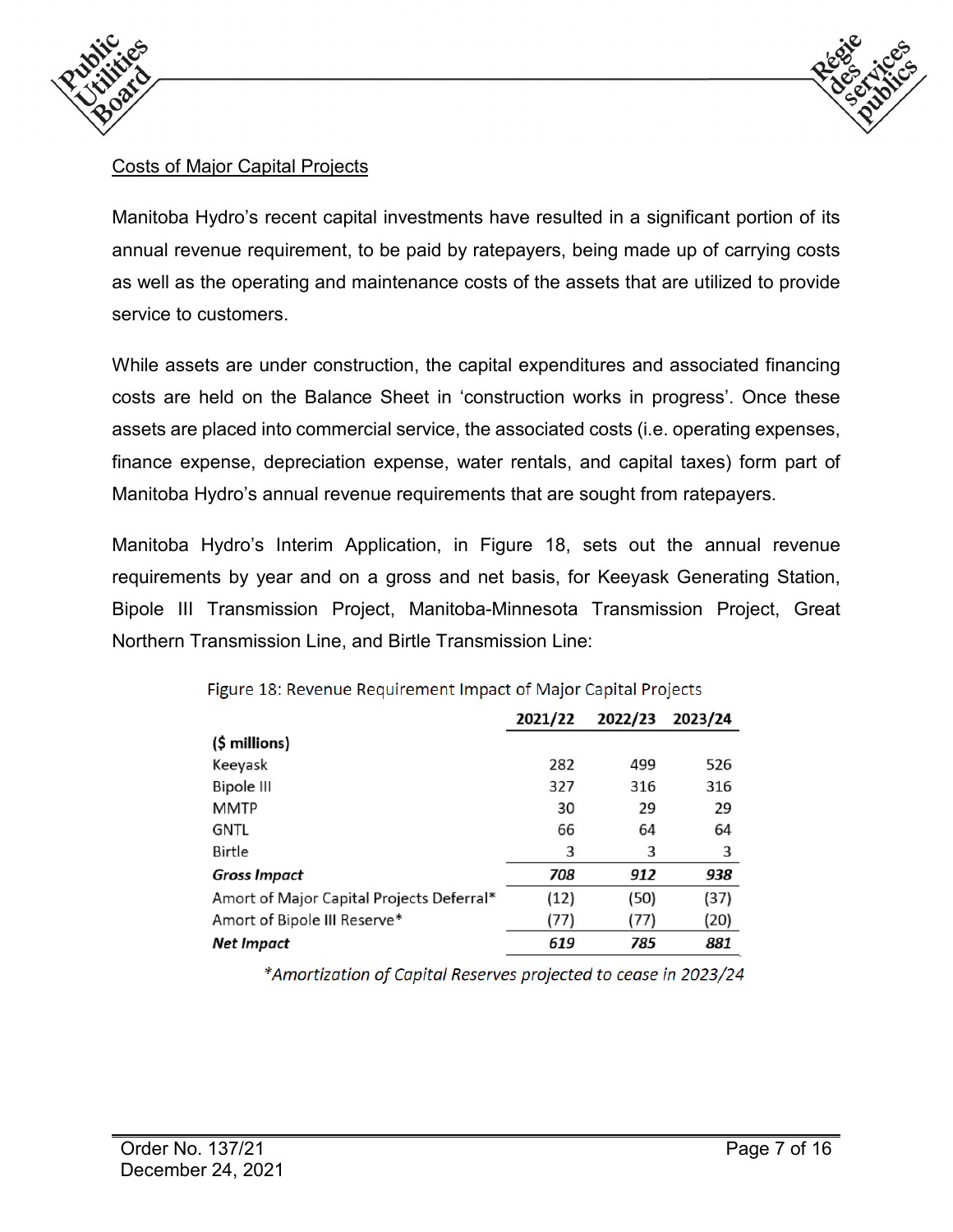Costs of Major Capital Projects

Manitoba Hydro's recent capital investments have resulted in a significant portion of its annual revenue requirement, to be paid by ratepayers, being made up of carrying costs as well as the operating and maintenance costs of the assets that are utilized to provide service to customers.

While assets are under construction, the capital expenditures and associated financing costs are held on the Balance Sheet in 'construction works in progress'. Once these assets are placed into commercial service, the associated costs (i.e. operating expenses, finance expense, depreciation expense, water rentals, and capital taxes) form part of Manitoba Hydro's annual revenue requirements that are sought from ratepayers.

Manitoba Hydro's Interim Application, in Figure 18, sets out the annual revenue requirements by year and on a gross and net basis, for Keeyask Generating Station, Bipole III Transmission Project, Manitoba-Minnesota Transmission Project, Great Northern Transmission Line, and Birtle Transmission Line:

Figure 18: Revenue Requirement Impact of Major Capital Projects

| | 2021/22 | 2022/23 | 2023/24 |
|---|---|---|---|
| **($ millions)** | | | |
| Keeyask | 282 | 499 | 526 |
| Bipole III | 327 | 316 | 316 |
| MMTP | 30 | 29 | 29 |
| GNTL | 66 | 64 | 64 |
| Birtle | 3 | 3 | 3 |
| ***Gross Impact*** | ***708*** | ***912*** | ***938*** |
| Amort of Major Capital Projects Deferral* | (12) | (50) | (37) |
| Amort of Bipole III Reserve* | (77) | (77) | (20) |
| ***Net Impact*** | ***619*** | ***785*** | ***881*** |

*\*Amortization of Capital Reserves projected to cease in 2023/24*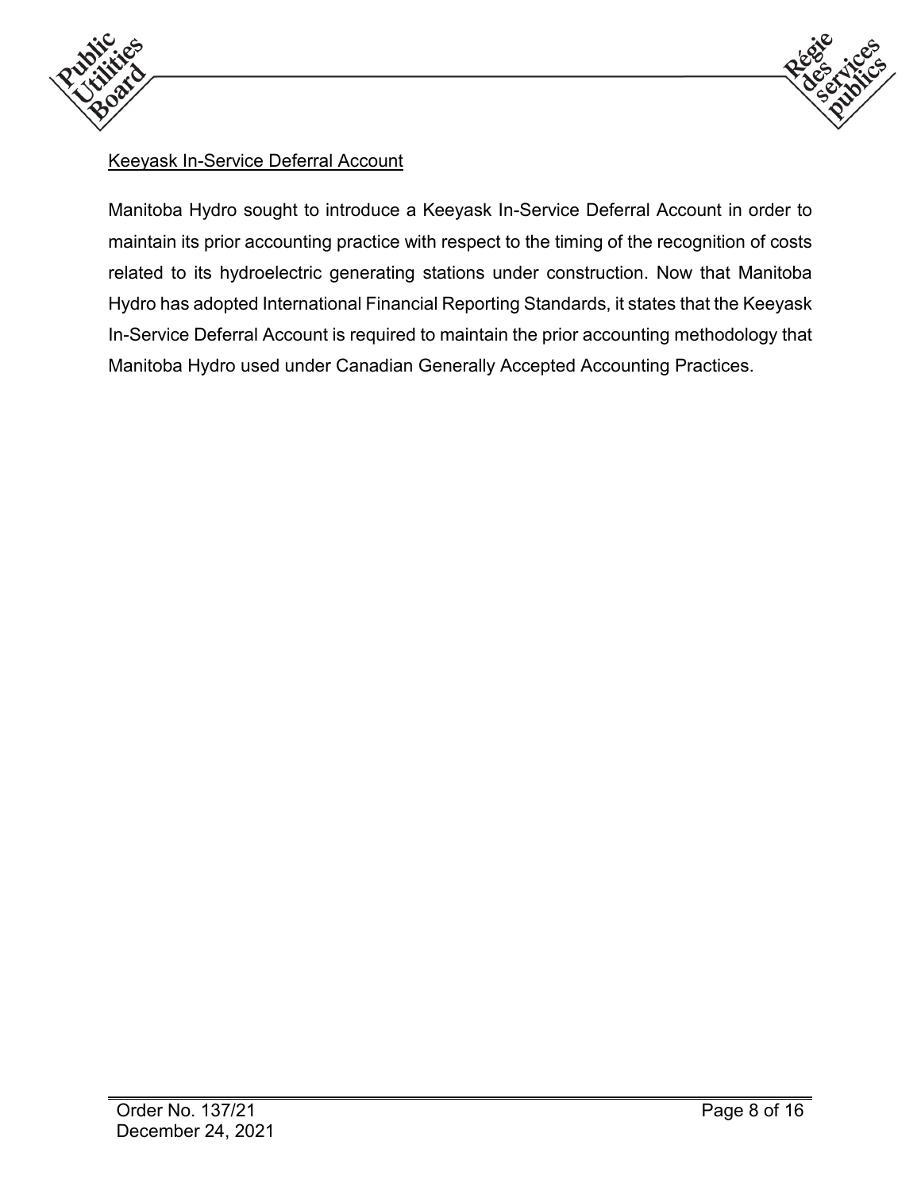Keeyask In-Service Deferral Account

Manitoba Hydro sought to introduce a Keeyask In-Service Deferral Account in order to maintain its prior accounting practice with respect to the timing of the recognition of costs related to its hydroelectric generating stations under construction. Now that Manitoba Hydro has adopted International Financial Reporting Standards, it states that the Keeyask In-Service Deferral Account is required to maintain the prior accounting methodology that Manitoba Hydro used under Canadian Generally Accepted Accounting Practices.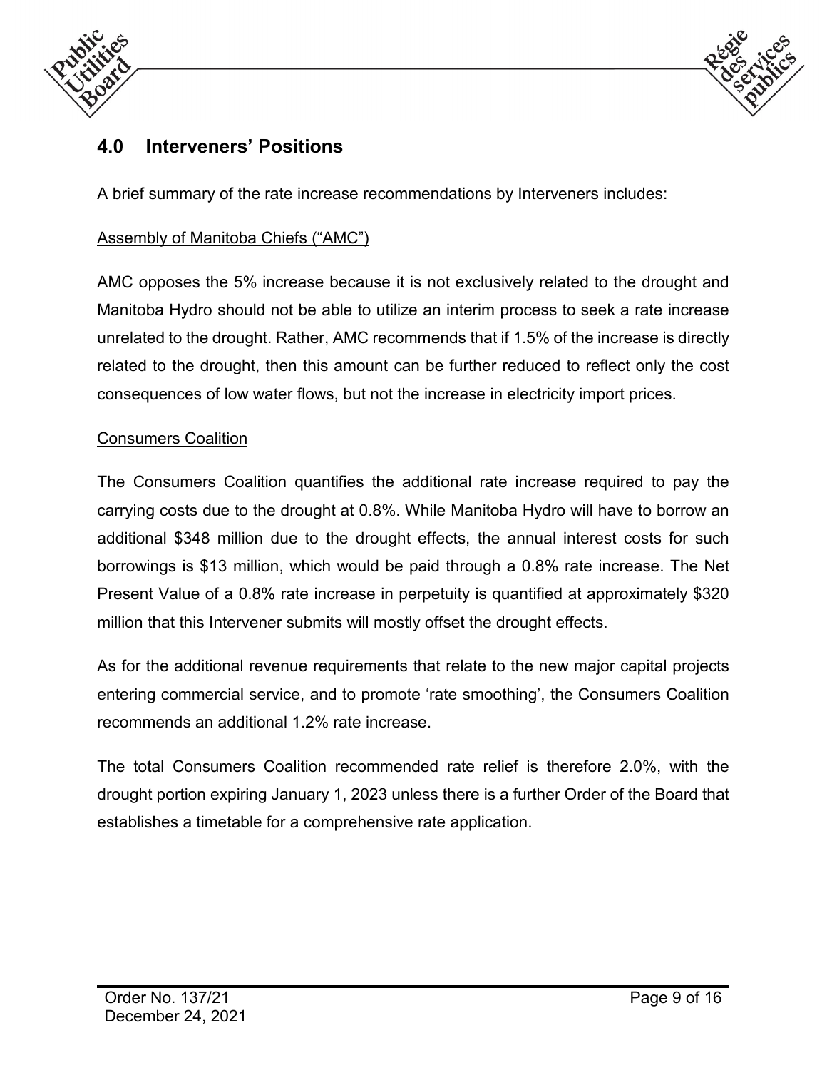## 4.0 Interveners' Positions

A brief summary of the rate increase recommendations by Interveners includes:

Assembly of Manitoba Chiefs ("AMC")

AMC opposes the 5% increase because it is not exclusively related to the drought and Manitoba Hydro should not be able to utilize an interim process to seek a rate increase unrelated to the drought. Rather, AMC recommends that if 1.5% of the increase is directly related to the drought, then this amount can be further reduced to reflect only the cost consequences of low water flows, but not the increase in electricity import prices.

Consumers Coalition

The Consumers Coalition quantifies the additional rate increase required to pay the carrying costs due to the drought at 0.8%. While Manitoba Hydro will have to borrow an additional $348 million due to the drought effects, the annual interest costs for such borrowings is $13 million, which would be paid through a 0.8% rate increase. The Net Present Value of a 0.8% rate increase in perpetuity is quantified at approximately $320 million that this Intervener submits will mostly offset the drought effects.

As for the additional revenue requirements that relate to the new major capital projects entering commercial service, and to promote 'rate smoothing', the Consumers Coalition recommends an additional 1.2% rate increase.

The total Consumers Coalition recommended rate relief is therefore 2.0%, with the drought portion expiring January 1, 2023 unless there is a further Order of the Board that establishes a timetable for a comprehensive rate application.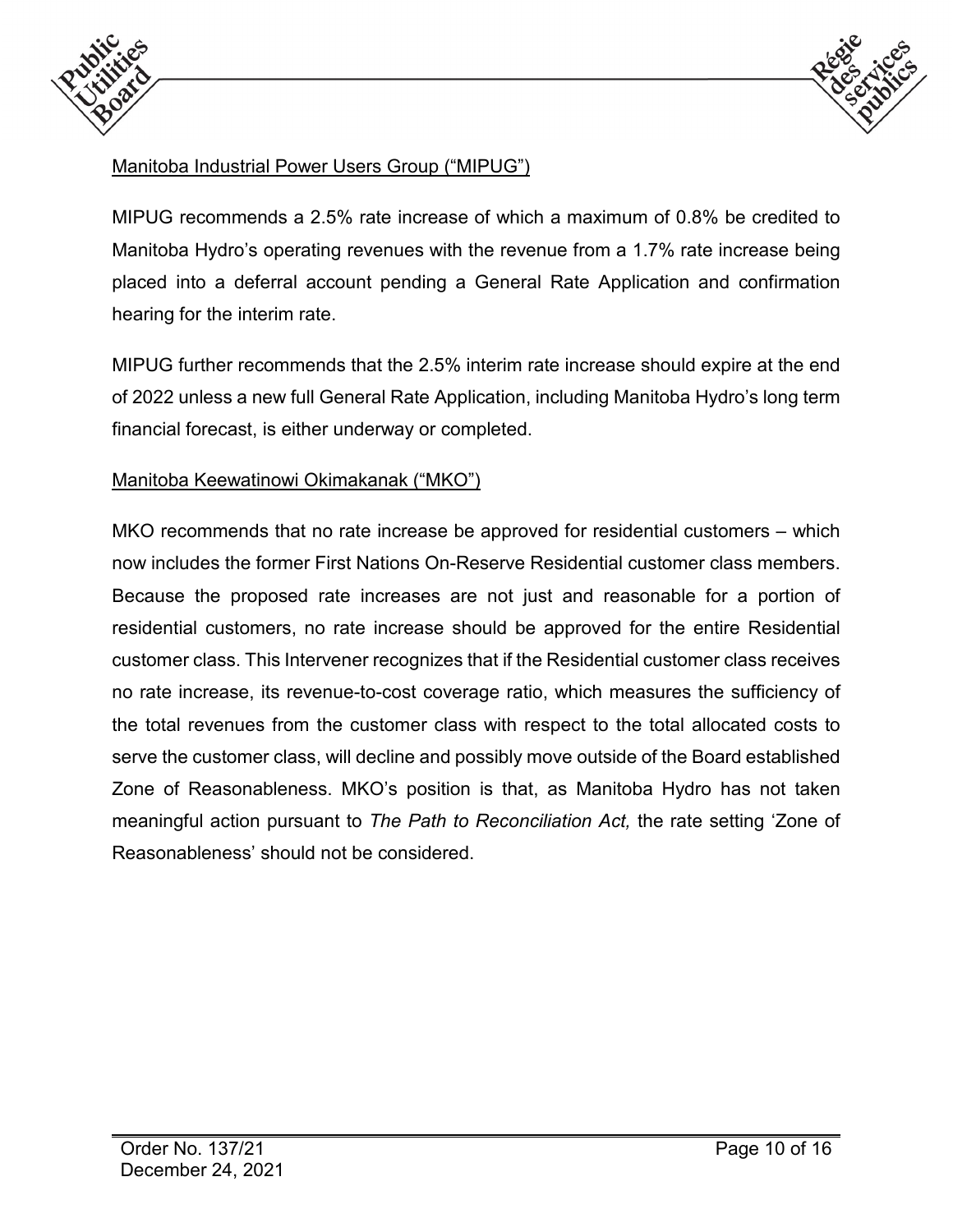<u>Manitoba Industrial Power Users Group ("MIPUG")</u>

MIPUG recommends a 2.5% rate increase of which a maximum of 0.8% be credited to Manitoba Hydro's operating revenues with the revenue from a 1.7% rate increase being placed into a deferral account pending a General Rate Application and confirmation hearing for the interim rate.

MIPUG further recommends that the 2.5% interim rate increase should expire at the end of 2022 unless a new full General Rate Application, including Manitoba Hydro's long term financial forecast, is either underway or completed.

<u>Manitoba Keewatinowi Okimakanak ("MKO")</u>

MKO recommends that no rate increase be approved for residential customers – which now includes the former First Nations On-Reserve Residential customer class members. Because the proposed rate increases are not just and reasonable for a portion of residential customers, no rate increase should be approved for the entire Residential customer class. This Intervener recognizes that if the Residential customer class receives no rate increase, its revenue-to-cost coverage ratio, which measures the sufficiency of the total revenues from the customer class with respect to the total allocated costs to serve the customer class, will decline and possibly move outside of the Board established Zone of Reasonableness. MKO's position is that, as Manitoba Hydro has not taken meaningful action pursuant to *The Path to Reconciliation Act,* the rate setting 'Zone of Reasonableness' should not be considered.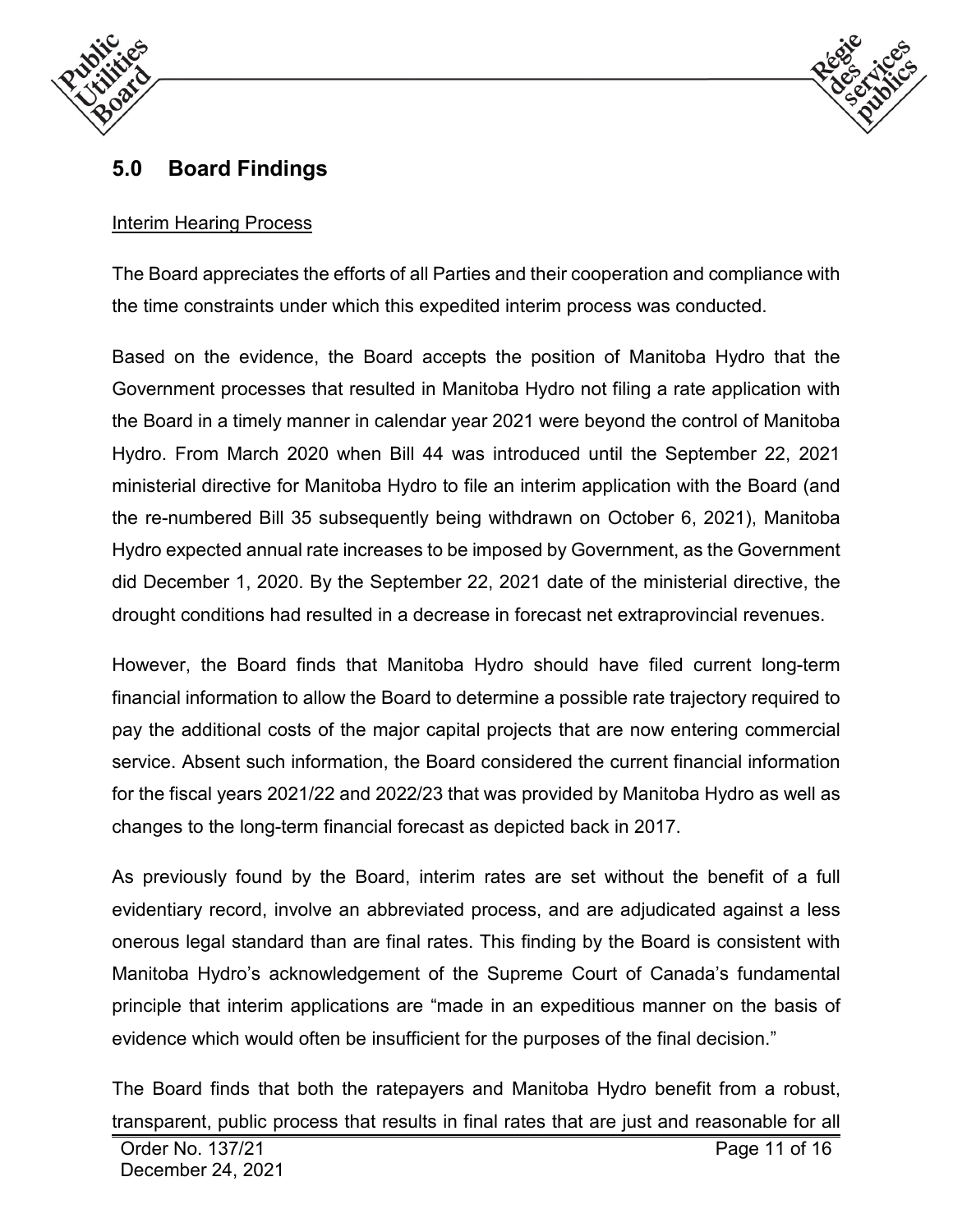## 5.0 Board Findings

Interim Hearing Process

The Board appreciates the efforts of all Parties and their cooperation and compliance with the time constraints under which this expedited interim process was conducted.

Based on the evidence, the Board accepts the position of Manitoba Hydro that the Government processes that resulted in Manitoba Hydro not filing a rate application with the Board in a timely manner in calendar year 2021 were beyond the control of Manitoba Hydro. From March 2020 when Bill 44 was introduced until the September 22, 2021 ministerial directive for Manitoba Hydro to file an interim application with the Board (and the re-numbered Bill 35 subsequently being withdrawn on October 6, 2021), Manitoba Hydro expected annual rate increases to be imposed by Government, as the Government did December 1, 2020. By the September 22, 2021 date of the ministerial directive, the drought conditions had resulted in a decrease in forecast net extraprovincial revenues.

However, the Board finds that Manitoba Hydro should have filed current long-term financial information to allow the Board to determine a possible rate trajectory required to pay the additional costs of the major capital projects that are now entering commercial service. Absent such information, the Board considered the current financial information for the fiscal years 2021/22 and 2022/23 that was provided by Manitoba Hydro as well as changes to the long-term financial forecast as depicted back in 2017.

As previously found by the Board, interim rates are set without the benefit of a full evidentiary record, involve an abbreviated process, and are adjudicated against a less onerous legal standard than are final rates. This finding by the Board is consistent with Manitoba Hydro's acknowledgement of the Supreme Court of Canada's fundamental principle that interim applications are "made in an expeditious manner on the basis of evidence which would often be insufficient for the purposes of the final decision."

The Board finds that both the ratepayers and Manitoba Hydro benefit from a robust, transparent, public process that results in final rates that are just and reasonable for all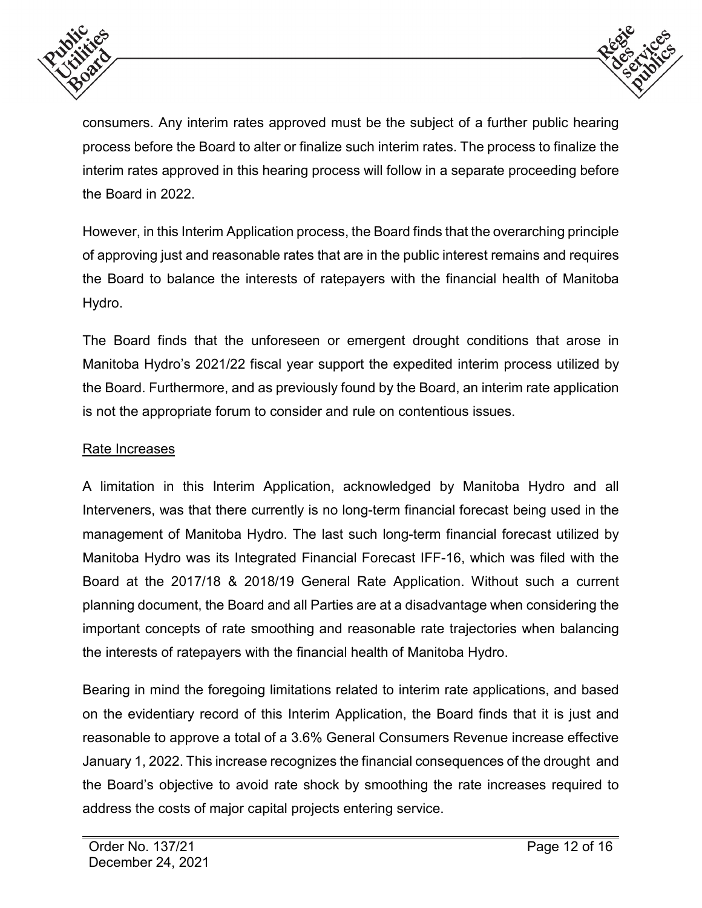consumers. Any interim rates approved must be the subject of a further public hearing process before the Board to alter or finalize such interim rates. The process to finalize the interim rates approved in this hearing process will follow in a separate proceeding before the Board in 2022.

However, in this Interim Application process, the Board finds that the overarching principle of approving just and reasonable rates that are in the public interest remains and requires the Board to balance the interests of ratepayers with the financial health of Manitoba Hydro.

The Board finds that the unforeseen or emergent drought conditions that arose in Manitoba Hydro's 2021/22 fiscal year support the expedited interim process utilized by the Board. Furthermore, and as previously found by the Board, an interim rate application is not the appropriate forum to consider and rule on contentious issues.

## Rate Increases

A limitation in this Interim Application, acknowledged by Manitoba Hydro and all Interveners, was that there currently is no long-term financial forecast being used in the management of Manitoba Hydro. The last such long-term financial forecast utilized by Manitoba Hydro was its Integrated Financial Forecast IFF-16, which was filed with the Board at the 2017/18 & 2018/19 General Rate Application. Without such a current planning document, the Board and all Parties are at a disadvantage when considering the important concepts of rate smoothing and reasonable rate trajectories when balancing the interests of ratepayers with the financial health of Manitoba Hydro.

Bearing in mind the foregoing limitations related to interim rate applications, and based on the evidentiary record of this Interim Application, the Board finds that it is just and reasonable to approve a total of a 3.6% General Consumers Revenue increase effective January 1, 2022. This increase recognizes the financial consequences of the drought and the Board's objective to avoid rate shock by smoothing the rate increases required to address the costs of major capital projects entering service.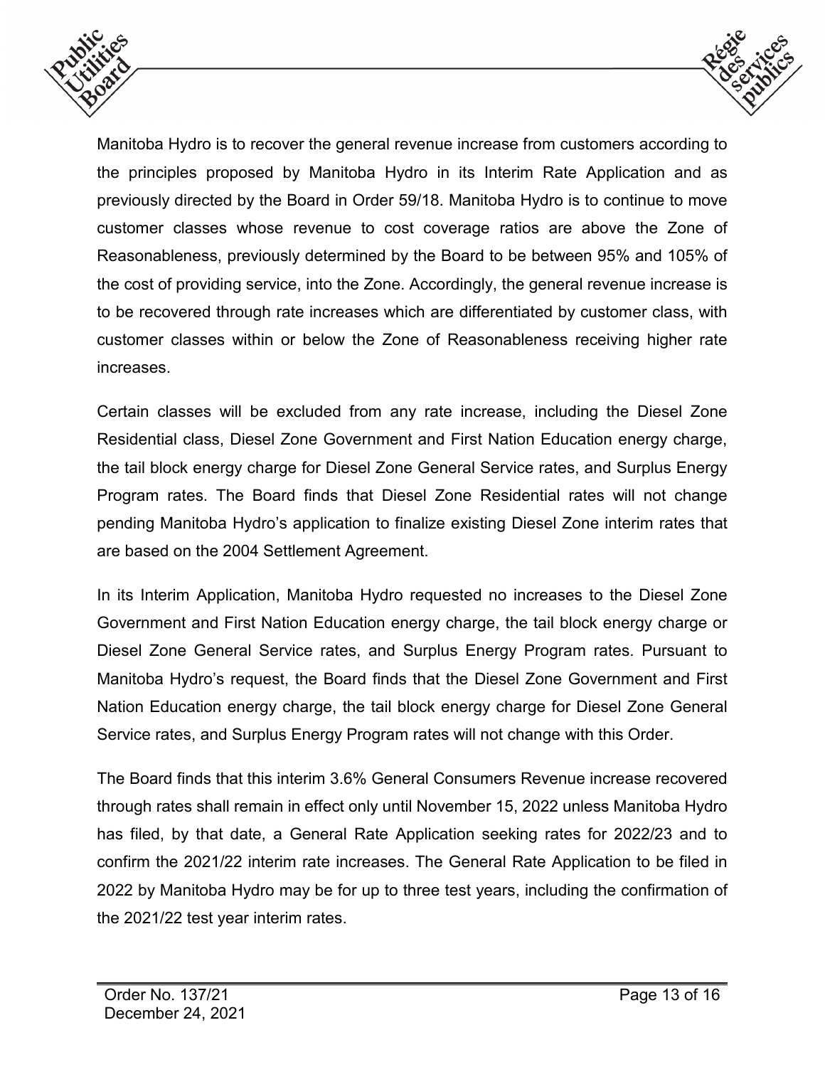Manitoba Hydro is to recover the general revenue increase from customers according to the principles proposed by Manitoba Hydro in its Interim Rate Application and as previously directed by the Board in Order 59/18. Manitoba Hydro is to continue to move customer classes whose revenue to cost coverage ratios are above the Zone of Reasonableness, previously determined by the Board to be between 95% and 105% of the cost of providing service, into the Zone. Accordingly, the general revenue increase is to be recovered through rate increases which are differentiated by customer class, with customer classes within or below the Zone of Reasonableness receiving higher rate increases.

Certain classes will be excluded from any rate increase, including the Diesel Zone Residential class, Diesel Zone Government and First Nation Education energy charge, the tail block energy charge for Diesel Zone General Service rates, and Surplus Energy Program rates. The Board finds that Diesel Zone Residential rates will not change pending Manitoba Hydro's application to finalize existing Diesel Zone interim rates that are based on the 2004 Settlement Agreement.

In its Interim Application, Manitoba Hydro requested no increases to the Diesel Zone Government and First Nation Education energy charge, the tail block energy charge or Diesel Zone General Service rates, and Surplus Energy Program rates. Pursuant to Manitoba Hydro's request, the Board finds that the Diesel Zone Government and First Nation Education energy charge, the tail block energy charge for Diesel Zone General Service rates, and Surplus Energy Program rates will not change with this Order.

The Board finds that this interim 3.6% General Consumers Revenue increase recovered through rates shall remain in effect only until November 15, 2022 unless Manitoba Hydro has filed, by that date, a General Rate Application seeking rates for 2022/23 and to confirm the 2021/22 interim rate increases. The General Rate Application to be filed in 2022 by Manitoba Hydro may be for up to three test years, including the confirmation of the 2021/22 test year interim rates.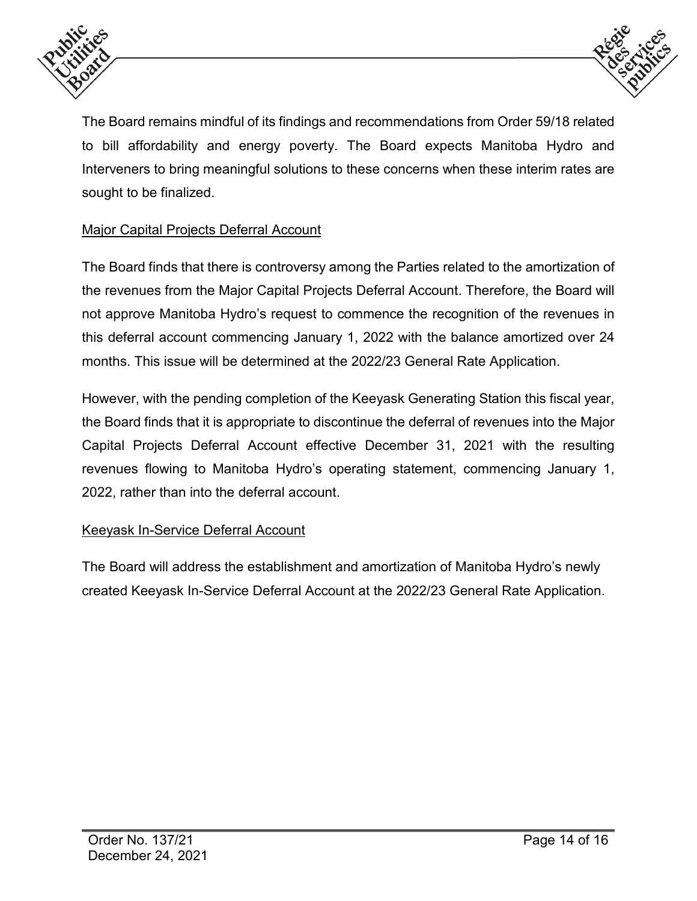The Board remains mindful of its findings and recommendations from Order 59/18 related to bill affordability and energy poverty. The Board expects Manitoba Hydro and Interveners to bring meaningful solutions to these concerns when these interim rates are sought to be finalized.

<u>Major Capital Projects Deferral Account</u>

The Board finds that there is controversy among the Parties related to the amortization of the revenues from the Major Capital Projects Deferral Account. Therefore, the Board will not approve Manitoba Hydro's request to commence the recognition of the revenues in this deferral account commencing January 1, 2022 with the balance amortized over 24 months. This issue will be determined at the 2022/23 General Rate Application.

However, with the pending completion of the Keeyask Generating Station this fiscal year, the Board finds that it is appropriate to discontinue the deferral of revenues into the Major Capital Projects Deferral Account effective December 31, 2021 with the resulting revenues flowing to Manitoba Hydro's operating statement, commencing January 1, 2022, rather than into the deferral account.

<u>Keeyask In-Service Deferral Account</u>

The Board will address the establishment and amortization of Manitoba Hydro's newly created Keeyask In-Service Deferral Account at the 2022/23 General Rate Application.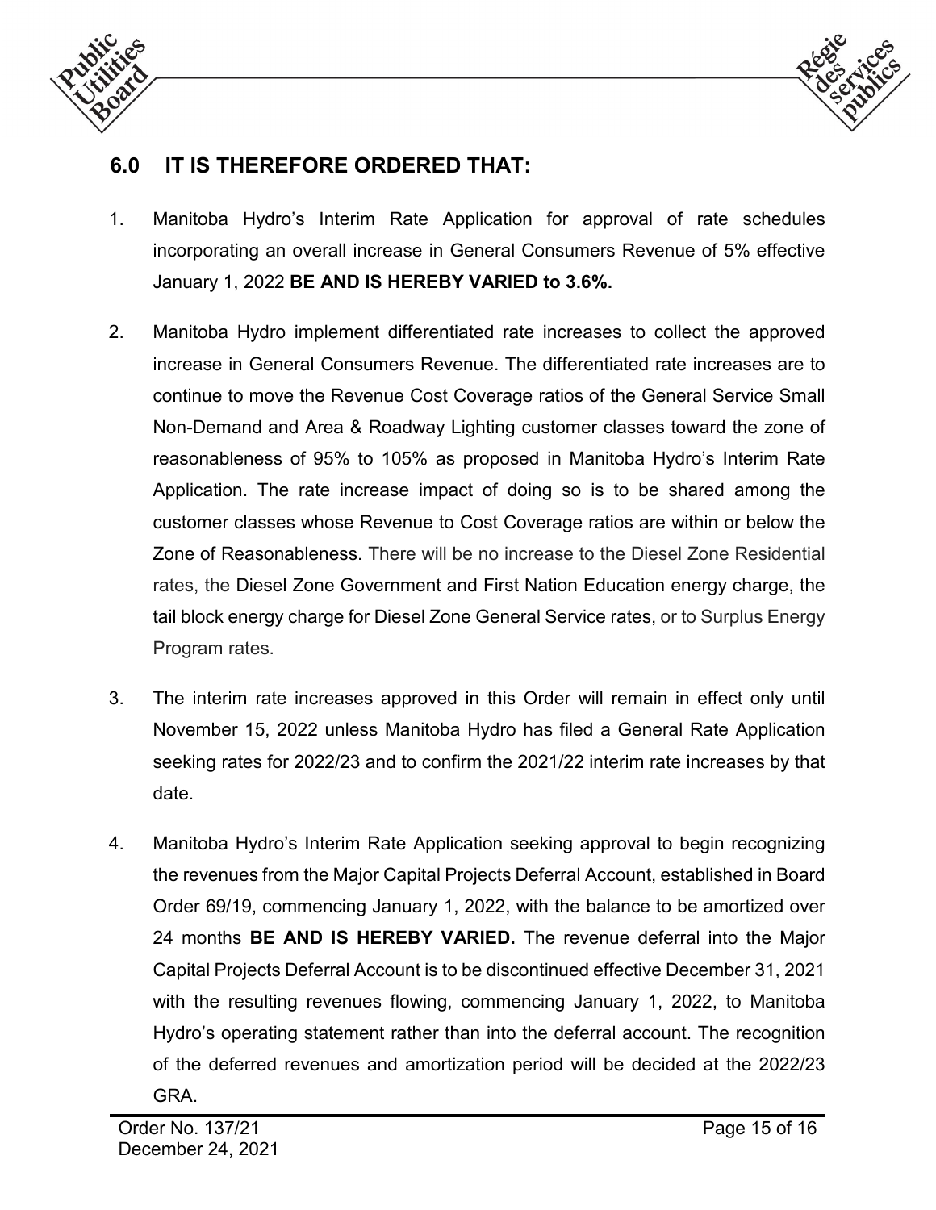## 6.0 IT IS THEREFORE ORDERED THAT:

1. Manitoba Hydro's Interim Rate Application for approval of rate schedules incorporating an overall increase in General Consumers Revenue of 5% effective January 1, 2022 **BE AND IS HEREBY VARIED to 3.6%.**

2. Manitoba Hydro implement differentiated rate increases to collect the approved increase in General Consumers Revenue. The differentiated rate increases are to continue to move the Revenue Cost Coverage ratios of the General Service Small Non-Demand and Area & Roadway Lighting customer classes toward the zone of reasonableness of 95% to 105% as proposed in Manitoba Hydro's Interim Rate Application. The rate increase impact of doing so is to be shared among the customer classes whose Revenue to Cost Coverage ratios are within or below the Zone of Reasonableness. There will be no increase to the Diesel Zone Residential rates, the Diesel Zone Government and First Nation Education energy charge, the tail block energy charge for Diesel Zone General Service rates, or to Surplus Energy Program rates.

3. The interim rate increases approved in this Order will remain in effect only until November 15, 2022 unless Manitoba Hydro has filed a General Rate Application seeking rates for 2022/23 and to confirm the 2021/22 interim rate increases by that date.

4. Manitoba Hydro's Interim Rate Application seeking approval to begin recognizing the revenues from the Major Capital Projects Deferral Account, established in Board Order 69/19, commencing January 1, 2022, with the balance to be amortized over 24 months **BE AND IS HEREBY VARIED.** The revenue deferral into the Major Capital Projects Deferral Account is to be discontinued effective December 31, 2021 with the resulting revenues flowing, commencing January 1, 2022, to Manitoba Hydro's operating statement rather than into the deferral account. The recognition of the deferred revenues and amortization period will be decided at the 2022/23 GRA.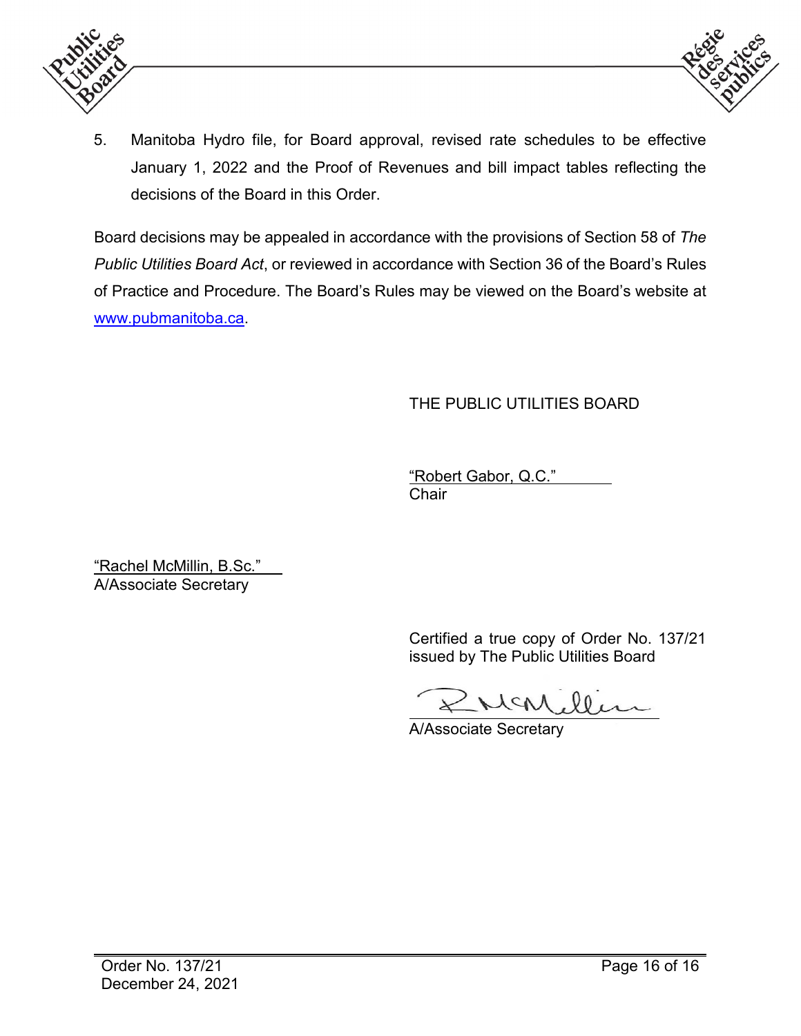5. Manitoba Hydro file, for Board approval, revised rate schedules to be effective January 1, 2022 and the Proof of Revenues and bill impact tables reflecting the decisions of the Board in this Order.

Board decisions may be appealed in accordance with the provisions of Section 58 of *The Public Utilities Board Act*, or reviewed in accordance with Section 36 of the Board's Rules of Practice and Procedure. The Board's Rules may be viewed on the Board's website at www.pubmanitoba.ca.

THE PUBLIC UTILITIES BOARD

"Robert Gabor, Q.C."
Chair

"Rachel McMillin, B.Sc."
A/Associate Secretary

Certified a true copy of Order No. 137/21 issued by The Public Utilities Board

R McMillin
A/Associate Secretary